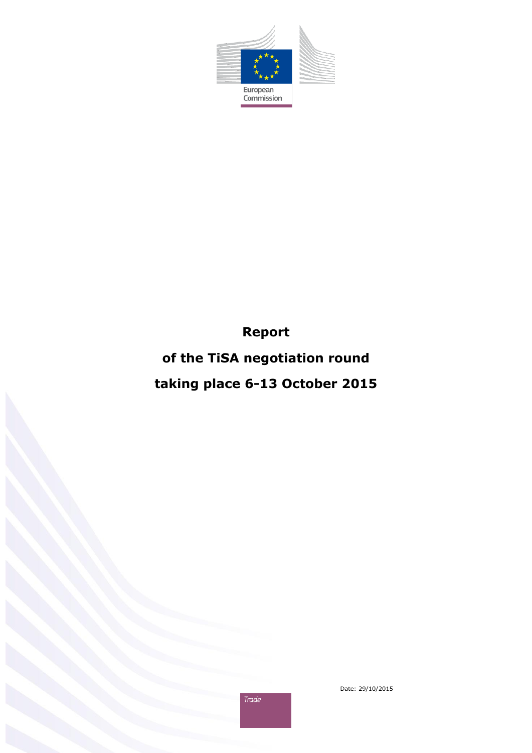European Commission

# Report

# of the TiSA negotiation round

# taking place 6-13 October 2015

Trade

Date: 29/10/2015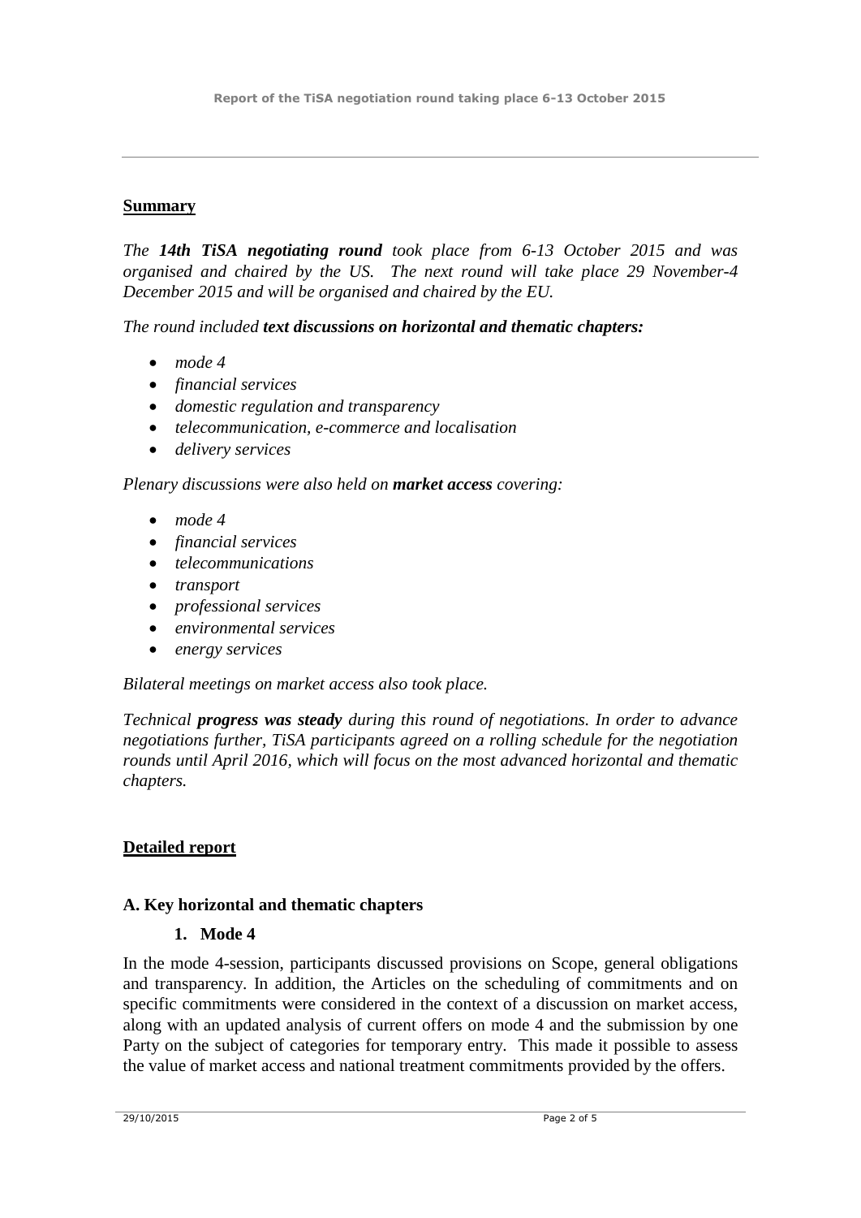## Summary

*The **14th TiSA negotiating round** took place from 6-13 October 2015 and was organised and chaired by the US. The next round will take place 29 November-4 December 2015 and will be organised and chaired by the EU.*

*The round included **text discussions on horizontal and thematic chapters:***

- *mode 4*
- *financial services*
- *domestic regulation and transparency*
- *telecommunication, e-commerce and localisation*
- *delivery services*

*Plenary discussions were also held on **market access** covering:*

- *mode 4*
- *financial services*
- *telecommunications*
- *transport*
- *professional services*
- *environmental services*
- *energy services*

*Bilateral meetings on market access also took place.*

*Technical **progress was steady** during this round of negotiations. In order to advance negotiations further, TiSA participants agreed on a rolling schedule for the negotiation rounds until April 2016, which will focus on the most advanced horizontal and thematic chapters.*

## Detailed report

### A. Key horizontal and thematic chapters

#### 1. Mode 4

In the mode 4-session, participants discussed provisions on Scope, general obligations and transparency. In addition, the Articles on the scheduling of commitments and on specific commitments were considered in the context of a discussion on market access, along with an updated analysis of current offers on mode 4 and the submission by one Party on the subject of categories for temporary entry. This made it possible to assess the value of market access and national treatment commitments provided by the offers.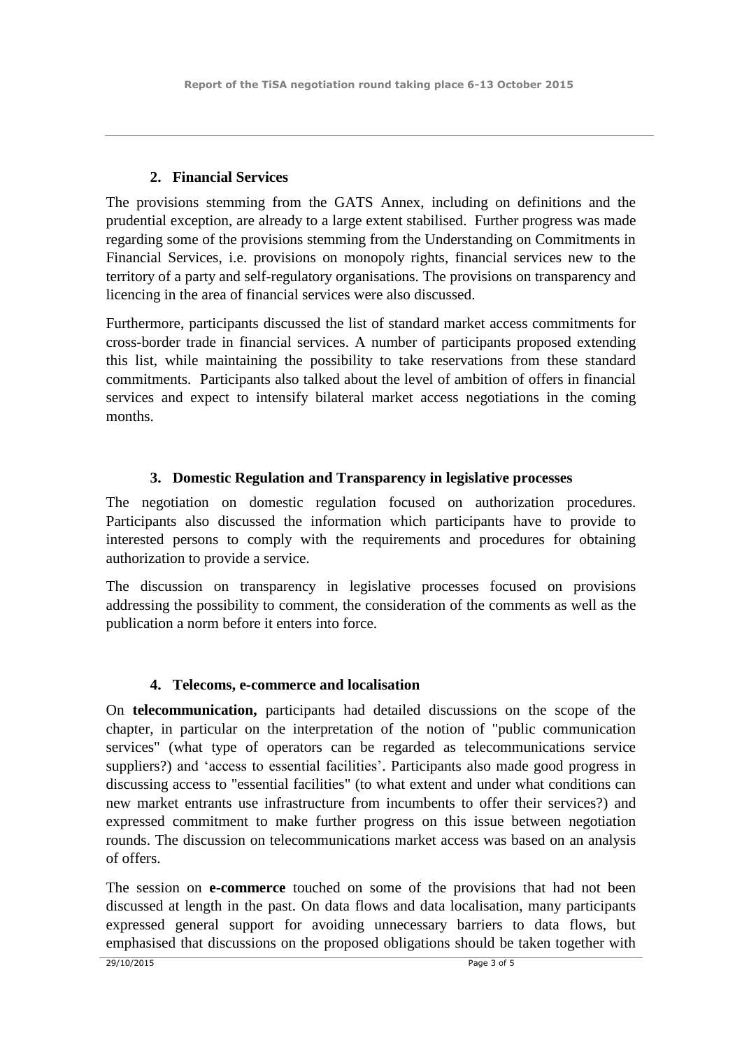## 2. Financial Services

The provisions stemming from the GATS Annex, including on definitions and the prudential exception, are already to a large extent stabilised. Further progress was made regarding some of the provisions stemming from the Understanding on Commitments in Financial Services, i.e. provisions on monopoly rights, financial services new to the territory of a party and self-regulatory organisations. The provisions on transparency and licencing in the area of financial services were also discussed.

Furthermore, participants discussed the list of standard market access commitments for cross-border trade in financial services. A number of participants proposed extending this list, while maintaining the possibility to take reservations from these standard commitments. Participants also talked about the level of ambition of offers in financial services and expect to intensify bilateral market access negotiations in the coming months.

## 3. Domestic Regulation and Transparency in legislative processes

The negotiation on domestic regulation focused on authorization procedures. Participants also discussed the information which participants have to provide to interested persons to comply with the requirements and procedures for obtaining authorization to provide a service.

The discussion on transparency in legislative processes focused on provisions addressing the possibility to comment, the consideration of the comments as well as the publication a norm before it enters into force.

## 4. Telecoms, e-commerce and localisation

On **telecommunication,** participants had detailed discussions on the scope of the chapter, in particular on the interpretation of the notion of "public communication services" (what type of operators can be regarded as telecommunications service suppliers?) and 'access to essential facilities'. Participants also made good progress in discussing access to "essential facilities" (to what extent and under what conditions can new market entrants use infrastructure from incumbents to offer their services?) and expressed commitment to make further progress on this issue between negotiation rounds. The discussion on telecommunications market access was based on an analysis of offers.

The session on **e-commerce** touched on some of the provisions that had not been discussed at length in the past. On data flows and data localisation, many participants expressed general support for avoiding unnecessary barriers to data flows, but emphasised that discussions on the proposed obligations should be taken together with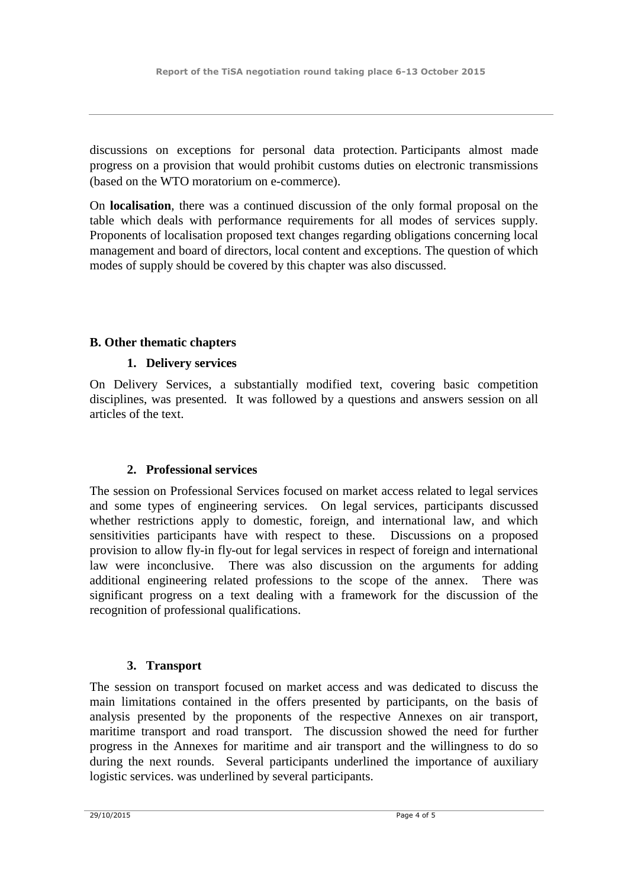discussions on exceptions for personal data protection. Participants almost made progress on a provision that would prohibit customs duties on electronic transmissions (based on the WTO moratorium on e-commerce).

On **localisation**, there was a continued discussion of the only formal proposal on the table which deals with performance requirements for all modes of services supply. Proponents of localisation proposed text changes regarding obligations concerning local management and board of directors, local content and exceptions. The question of which modes of supply should be covered by this chapter was also discussed.

## B. Other thematic chapters

### 1. Delivery services

On Delivery Services, a substantially modified text, covering basic competition disciplines, was presented. It was followed by a questions and answers session on all articles of the text.

### 2. Professional services

The session on Professional Services focused on market access related to legal services and some types of engineering services. On legal services, participants discussed whether restrictions apply to domestic, foreign, and international law, and which sensitivities participants have with respect to these. Discussions on a proposed provision to allow fly-in fly-out for legal services in respect of foreign and international law were inconclusive. There was also discussion on the arguments for adding additional engineering related professions to the scope of the annex. There was significant progress on a text dealing with a framework for the discussion of the recognition of professional qualifications.

### 3. Transport

The session on transport focused on market access and was dedicated to discuss the main limitations contained in the offers presented by participants, on the basis of analysis presented by the proponents of the respective Annexes on air transport, maritime transport and road transport. The discussion showed the need for further progress in the Annexes for maritime and air transport and the willingness to do so during the next rounds. Several participants underlined the importance of auxiliary logistic services. was underlined by several participants.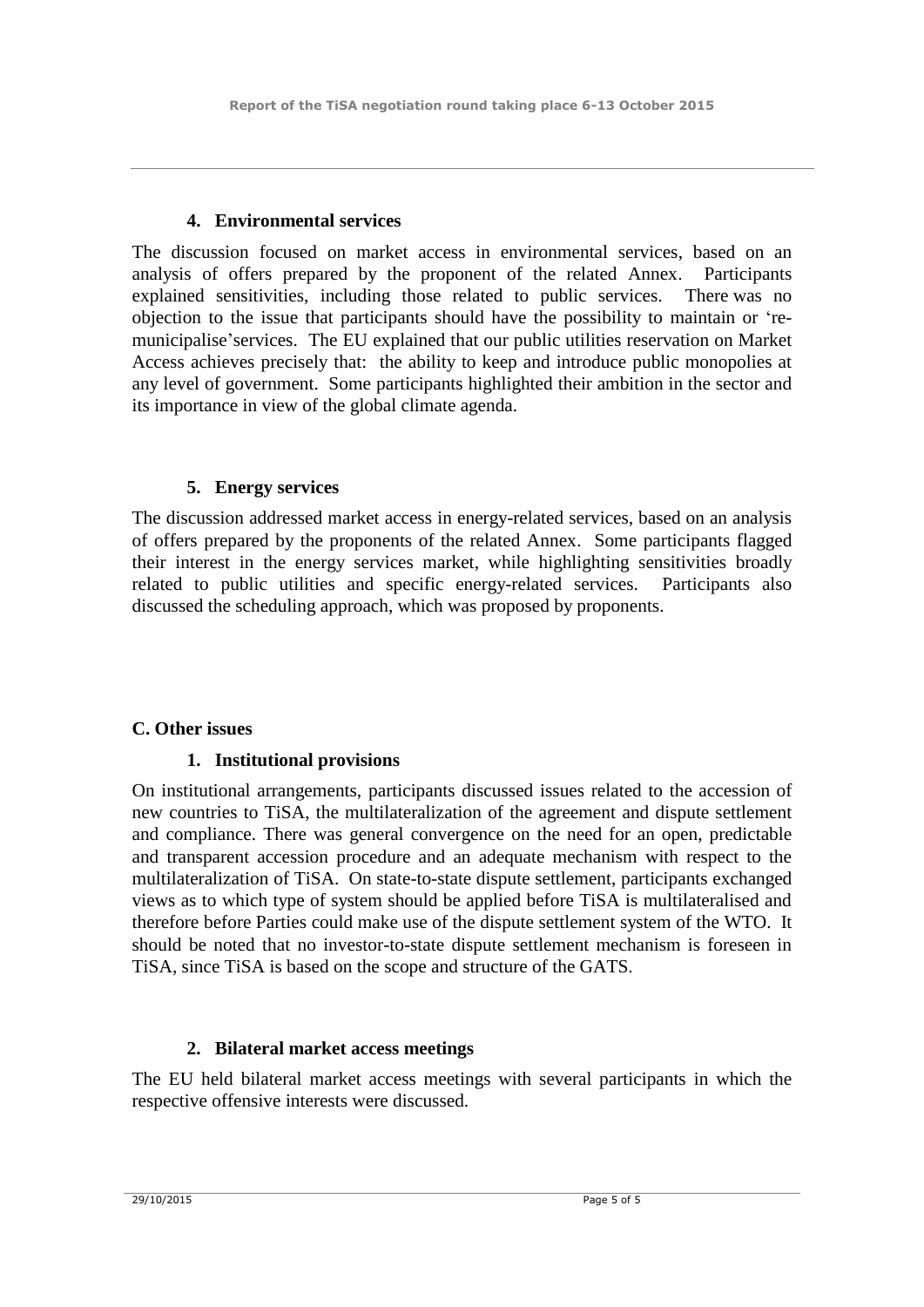### 4. Environmental services

The discussion focused on market access in environmental services, based on an analysis of offers prepared by the proponent of the related Annex. Participants explained sensitivities, including those related to public services. There was no objection to the issue that participants should have the possibility to maintain or 're-municipalise'services. The EU explained that our public utilities reservation on Market Access achieves precisely that: the ability to keep and introduce public monopolies at any level of government. Some participants highlighted their ambition in the sector and its importance in view of the global climate agenda.

### 5. Energy services

The discussion addressed market access in energy-related services, based on an analysis of offers prepared by the proponents of the related Annex. Some participants flagged their interest in the energy services market, while highlighting sensitivities broadly related to public utilities and specific energy-related services. Participants also discussed the scheduling approach, which was proposed by proponents.

## C. Other issues

### 1. Institutional provisions

On institutional arrangements, participants discussed issues related to the accession of new countries to TiSA, the multilateralization of the agreement and dispute settlement and compliance. There was general convergence on the need for an open, predictable and transparent accession procedure and an adequate mechanism with respect to the multilateralization of TiSA. On state-to-state dispute settlement, participants exchanged views as to which type of system should be applied before TiSA is multilateralised and therefore before Parties could make use of the dispute settlement system of the WTO. It should be noted that no investor-to-state dispute settlement mechanism is foreseen in TiSA, since TiSA is based on the scope and structure of the GATS.

### 2. Bilateral market access meetings

The EU held bilateral market access meetings with several participants in which the respective offensive interests were discussed.